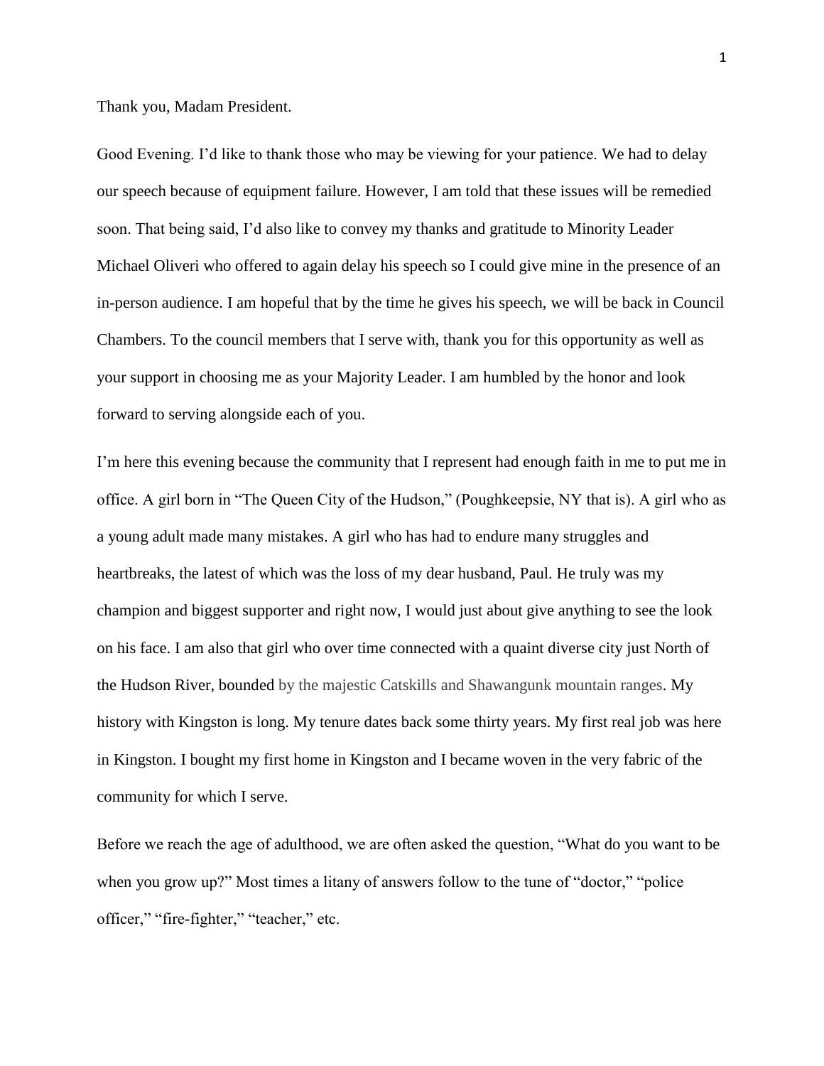Thank you, Madam President.

Good Evening. I'd like to thank those who may be viewing for your patience. We had to delay our speech because of equipment failure. However, I am told that these issues will be remedied soon. That being said, I'd also like to convey my thanks and gratitude to Minority Leader Michael Oliveri who offered to again delay his speech so I could give mine in the presence of an in-person audience. I am hopeful that by the time he gives his speech, we will be back in Council Chambers. To the council members that I serve with, thank you for this opportunity as well as your support in choosing me as your Majority Leader. I am humbled by the honor and look forward to serving alongside each of you.

I'm here this evening because the community that I represent had enough faith in me to put me in office. A girl born in "The Queen City of the Hudson," (Poughkeepsie, NY that is). A girl who as a young adult made many mistakes. A girl who has had to endure many struggles and heartbreaks, the latest of which was the loss of my dear husband, Paul. He truly was my champion and biggest supporter and right now, I would just about give anything to see the look on his face. I am also that girl who over time connected with a quaint diverse city just North of the Hudson River, bounded by the majestic Catskills and Shawangunk mountain ranges. My history with Kingston is long. My tenure dates back some thirty years. My first real job was here in Kingston. I bought my first home in Kingston and I became woven in the very fabric of the community for which I serve.

Before we reach the age of adulthood, we are often asked the question, "What do you want to be when you grow up?" Most times a litany of answers follow to the tune of "doctor," "police officer," "fire-fighter," "teacher," etc.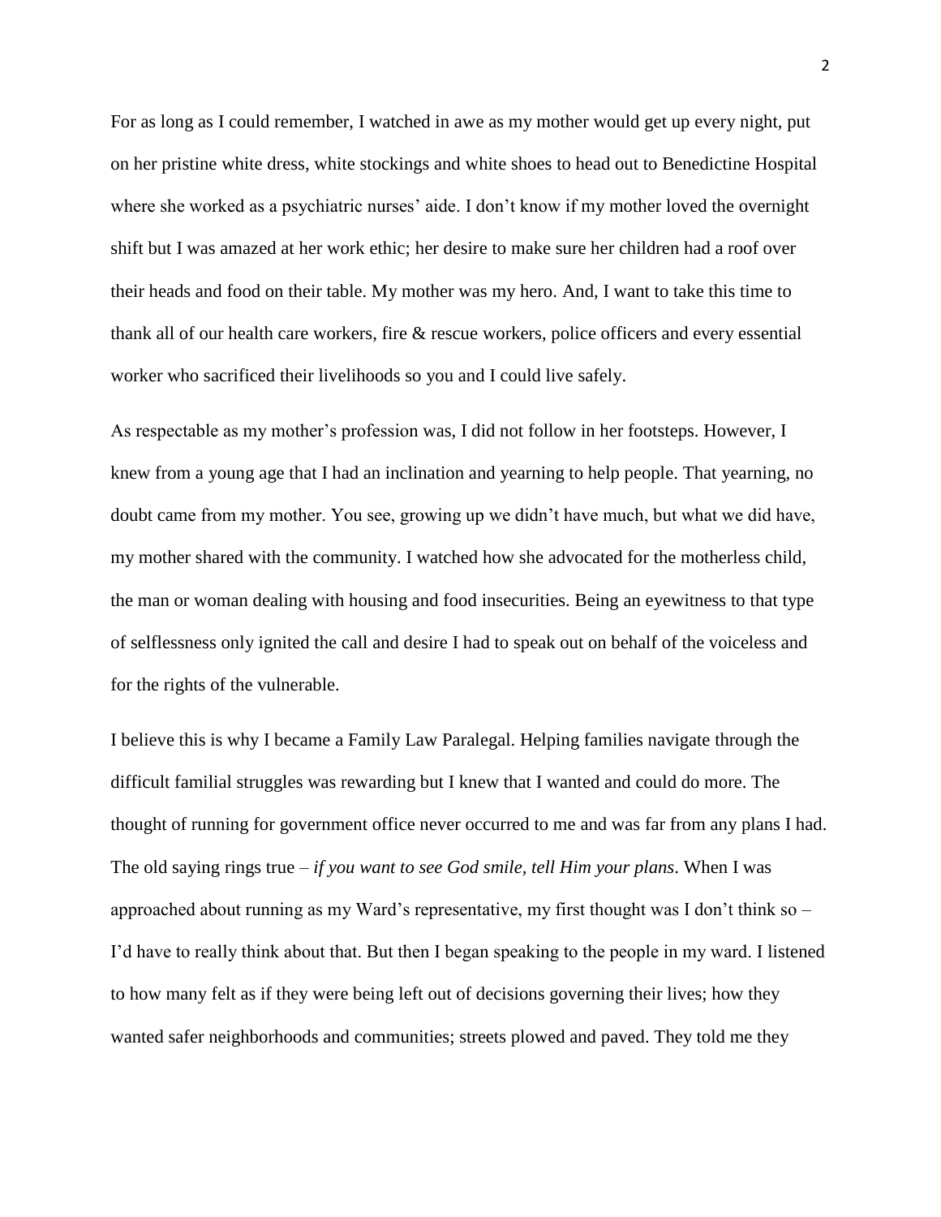For as long as I could remember, I watched in awe as my mother would get up every night, put on her pristine white dress, white stockings and white shoes to head out to Benedictine Hospital where she worked as a psychiatric nurses' aide. I don't know if my mother loved the overnight shift but I was amazed at her work ethic; her desire to make sure her children had a roof over their heads and food on their table. My mother was my hero. And, I want to take this time to thank all of our health care workers, fire & rescue workers, police officers and every essential worker who sacrificed their livelihoods so you and I could live safely.

As respectable as my mother's profession was, I did not follow in her footsteps. However, I knew from a young age that I had an inclination and yearning to help people. That yearning, no doubt came from my mother. You see, growing up we didn't have much, but what we did have, my mother shared with the community. I watched how she advocated for the motherless child, the man or woman dealing with housing and food insecurities. Being an eyewitness to that type of selflessness only ignited the call and desire I had to speak out on behalf of the voiceless and for the rights of the vulnerable.

I believe this is why I became a Family Law Paralegal. Helping families navigate through the difficult familial struggles was rewarding but I knew that I wanted and could do more. The thought of running for government office never occurred to me and was far from any plans I had. The old saying rings true – *if you want to see God smile, tell Him your plans*. When I was approached about running as my Ward's representative, my first thought was I don't think so – I'd have to really think about that. But then I began speaking to the people in my ward. I listened to how many felt as if they were being left out of decisions governing their lives; how they wanted safer neighborhoods and communities; streets plowed and paved. They told me they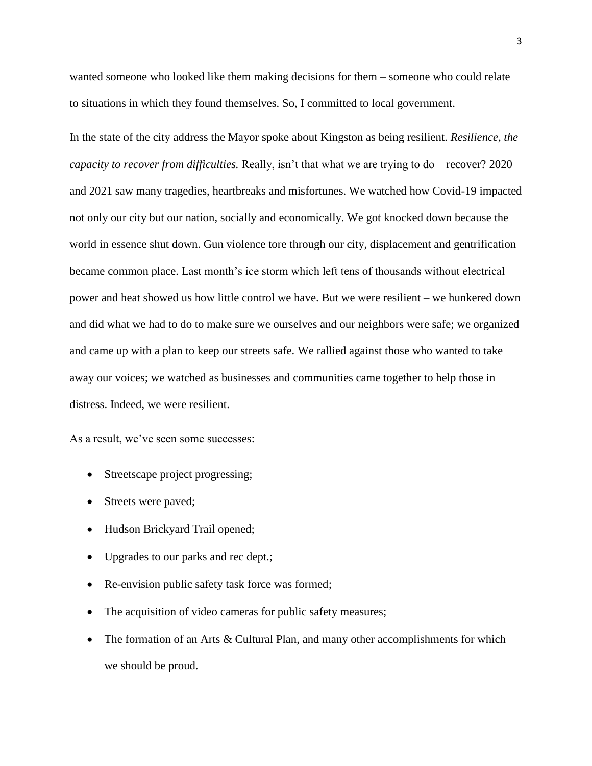wanted someone who looked like them making decisions for them – someone who could relate to situations in which they found themselves. So, I committed to local government.

In the state of the city address the Mayor spoke about Kingston as being resilient. *Resilience, the capacity to recover from difficulties.* Really, isn't that what we are trying to do – recover? 2020 and 2021 saw many tragedies, heartbreaks and misfortunes. We watched how Covid-19 impacted not only our city but our nation, socially and economically. We got knocked down because the world in essence shut down. Gun violence tore through our city, displacement and gentrification became common place. Last month's ice storm which left tens of thousands without electrical power and heat showed us how little control we have. But we were resilient – we hunkered down and did what we had to do to make sure we ourselves and our neighbors were safe; we organized and came up with a plan to keep our streets safe. We rallied against those who wanted to take away our voices; we watched as businesses and communities came together to help those in distress. Indeed, we were resilient.

As a result, we've seen some successes:

- Streetscape project progressing;
- Streets were paved;
- Hudson Brickyard Trail opened;
- Upgrades to our parks and rec dept.;
- Re-envision public safety task force was formed;
- The acquisition of video cameras for public safety measures;
- The formation of an Arts & Cultural Plan, and many other accomplishments for which we should be proud.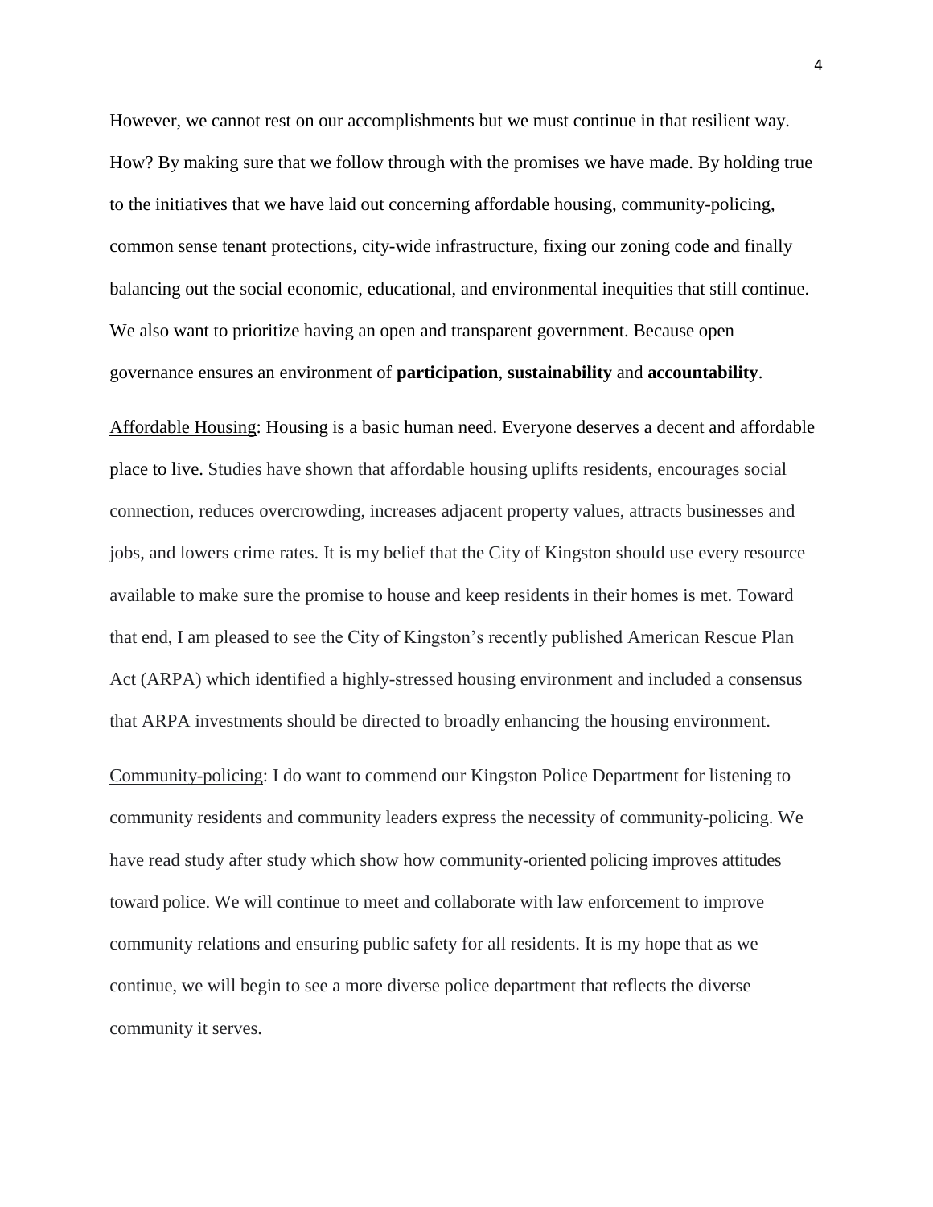However, we cannot rest on our accomplishments but we must continue in that resilient way. How? By making sure that we follow through with the promises we have made. By holding true to the initiatives that we have laid out concerning affordable housing, community-policing, common sense tenant protections, city-wide infrastructure, fixing our zoning code and finally balancing out the social economic, educational, and environmental inequities that still continue. We also want to prioritize having an open and transparent government. Because open governance ensures an environment of **participation**, **sustainability** and **accountability**.

Affordable Housing: Housing is a basic human need. Everyone deserves a decent and affordable place to live. Studies have shown that affordable housing uplifts residents, encourages social connection, reduces overcrowding, increases adjacent property values, attracts businesses and jobs, and lowers crime rates. It is my belief that the City of Kingston should use every resource available to make sure the promise to house and keep residents in their homes is met. Toward that end, I am pleased to see the City of Kingston's recently published American Rescue Plan Act (ARPA) which identified a highly-stressed housing environment and included a consensus that ARPA investments should be directed to broadly enhancing the housing environment.

Community-policing: I do want to commend our Kingston Police Department for listening to community residents and community leaders express the necessity of community-policing. We have read study after study which show how community-oriented policing improves attitudes toward police. We will continue to meet and collaborate with law enforcement to improve community relations and ensuring public safety for all residents. It is my hope that as we continue, we will begin to see a more diverse police department that reflects the diverse community it serves.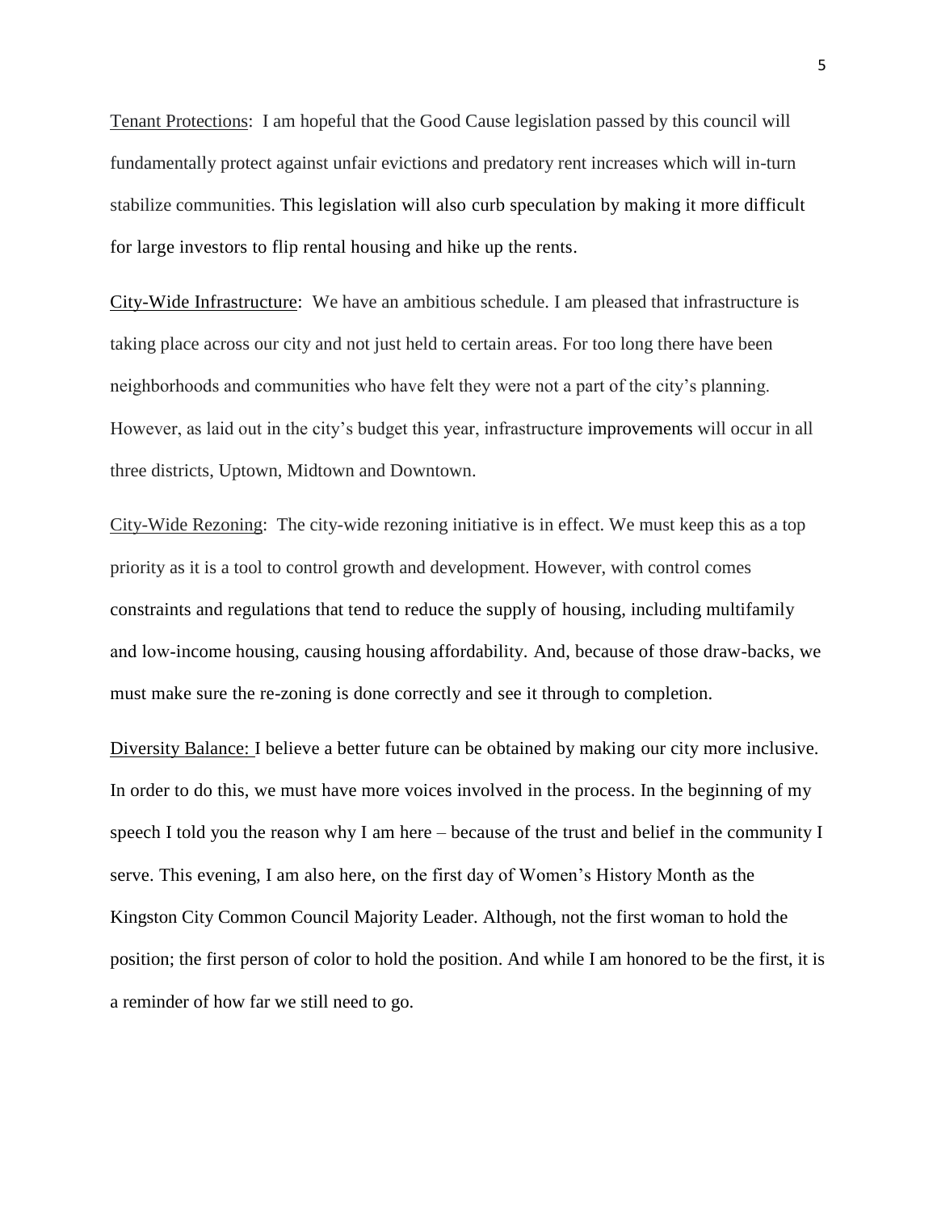Tenant Protections: I am hopeful that the Good Cause legislation passed by this council will fundamentally protect against unfair evictions and predatory rent increases which will in-turn stabilize communities. This legislation will also curb speculation by making it more difficult for large investors to flip rental housing and hike up the rents.

City-Wide Infrastructure: We have an ambitious schedule. I am pleased that infrastructure is taking place across our city and not just held to certain areas. For too long there have been neighborhoods and communities who have felt they were not a part of the city's planning. However, as laid out in the city's budget this year, infrastructure improvements will occur in all three districts, Uptown, Midtown and Downtown.

City-Wide Rezoning: The city-wide rezoning initiative is in effect. We must keep this as a top priority as it is a tool to control growth and development. However, with control comes constraints and regulations that tend to reduce the supply of housing, including multifamily and low-income housing, causing housing affordability. And, because of those draw-backs, we must make sure the re-zoning is done correctly and see it through to completion.

Diversity Balance: I believe a better future can be obtained by making our city more inclusive. In order to do this, we must have more voices involved in the process. In the beginning of my speech I told you the reason why I am here – because of the trust and belief in the community I serve. This evening, I am also here, on the first day of Women's History Month as the Kingston City Common Council Majority Leader. Although, not the first woman to hold the position; the first person of color to hold the position. And while I am honored to be the first, it is a reminder of how far we still need to go.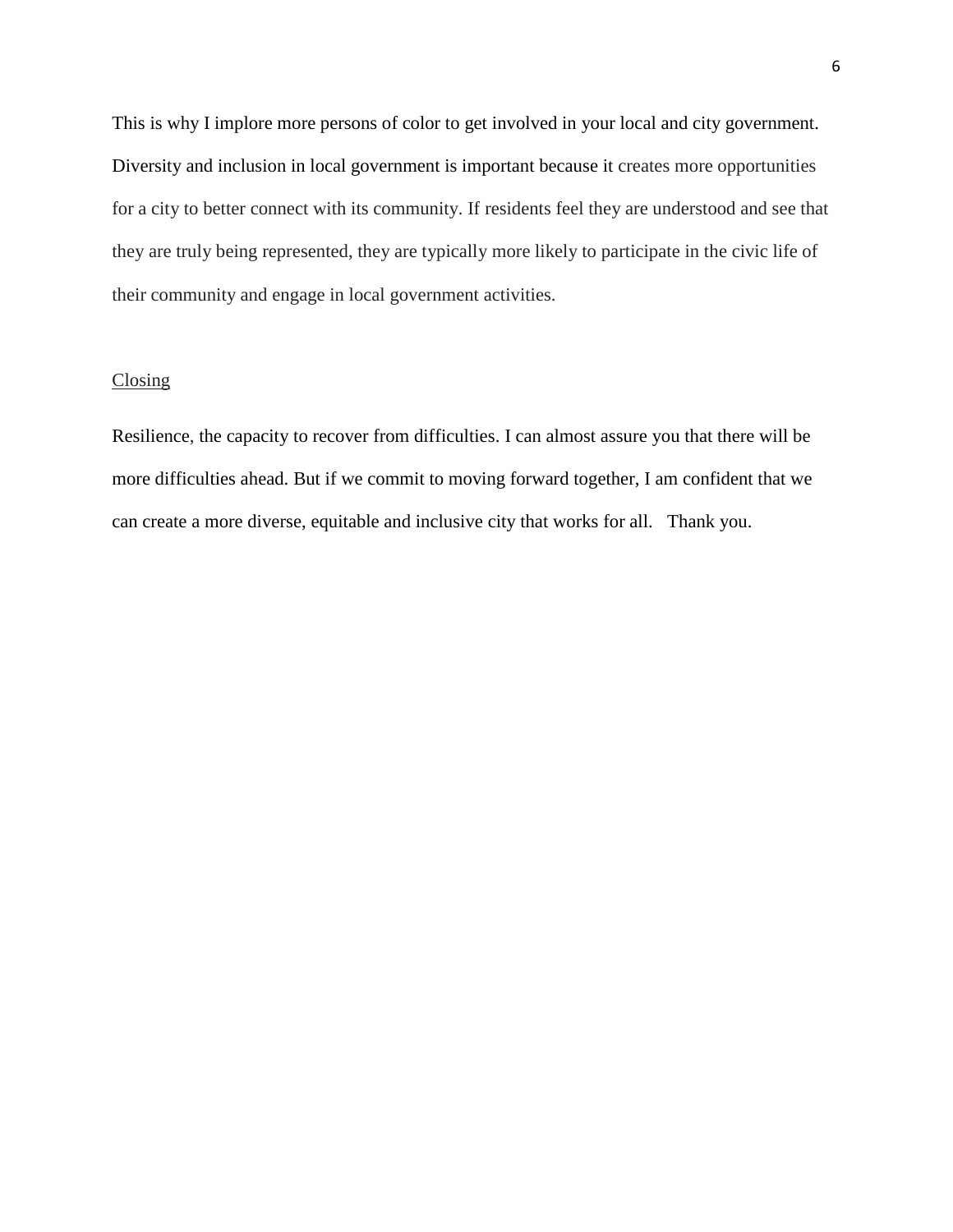This is why I implore more persons of color to get involved in your local and city government. Diversity and inclusion in local government is important because it creates more opportunities for a city to better connect with its community. If residents feel they are understood and see that they are truly being represented, they are typically more likely to participate in the civic life of their community and engage in local government activities.

Closing

Resilience, the capacity to recover from difficulties. I can almost assure you that there will be more difficulties ahead. But if we commit to moving forward together, I am confident that we can create a more diverse, equitable and inclusive city that works for all.   Thank you.